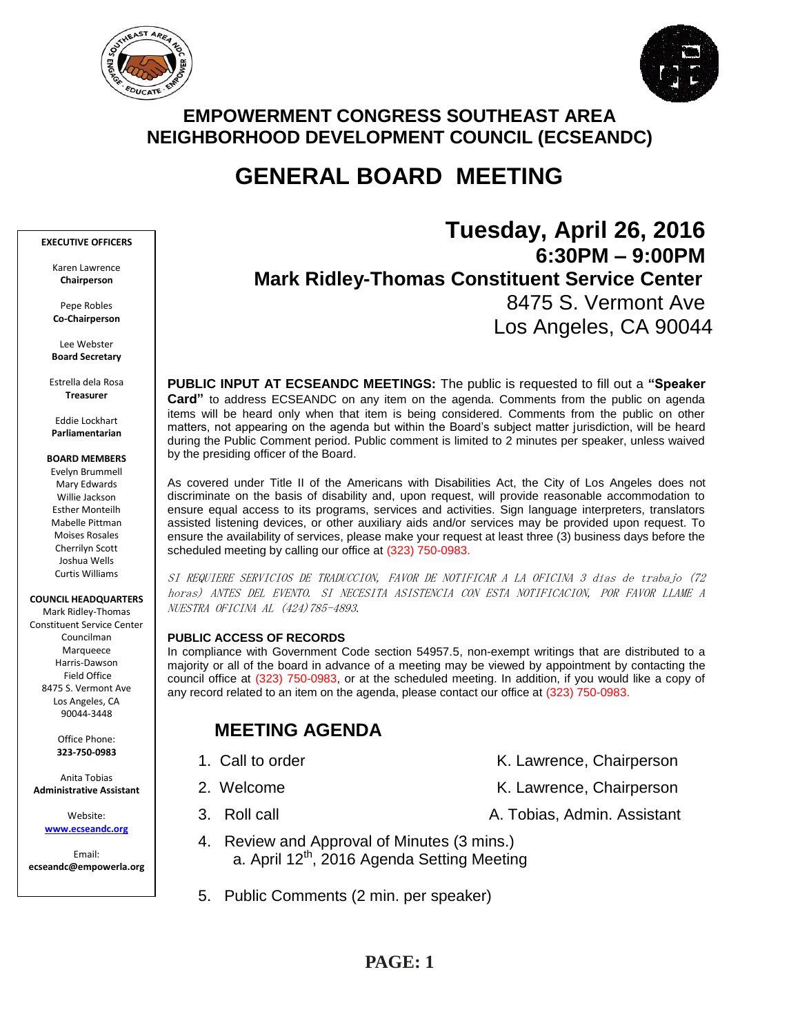# EMPOWERMENT CONGRESS SOUTHEAST AREA NEIGHBORHOOD DEVELOPMENT COUNCIL (ECSEANDC)

# GENERAL BOARD MEETING

**EXECUTIVE OFFICERS**

Karen Lawrence
**Chairperson**

Pepe Robles
**Co-Chairperson**

Lee Webster
**Board Secretary**

Estrella dela Rosa
**Treasurer**

Eddie Lockhart
**Parliamentarian**

**BOARD MEMBERS**

Evelyn Brummell
Mary Edwards
Willie Jackson
Esther Monteilh
Mabelle Pittman
Moises Rosales
Cherrilyn Scott
Joshua Wells
Curtis Williams

**COUNCIL HEADQUARTERS**

Mark Ridley-Thomas Constituent Service Center
Councilman Marqueece Harris-Dawson Field Office
8475 S. Vermont Ave
Los Angeles, CA 90044-3448

Office Phone:
**323-750-0983**

Anita Tobias
**Administrative Assistant**

Website:
**www.ecseandc.org**

Email:
**ecseandc@empowerla.org**

## Tuesday, April 26, 2016
### 6:30PM – 9:00PM
### Mark Ridley-Thomas Constituent Service Center
8475 S. Vermont Ave
Los Angeles, CA 90044

**PUBLIC INPUT AT ECSEANDC MEETINGS:** The public is requested to fill out a **"Speaker Card"** to address ECSEANDC on any item on the agenda. Comments from the public on agenda items will be heard only when that item is being considered. Comments from the public on other matters, not appearing on the agenda but within the Board's subject matter jurisdiction, will be heard during the Public Comment period. Public comment is limited to 2 minutes per speaker, unless waived by the presiding officer of the Board.

As covered under Title II of the Americans with Disabilities Act, the City of Los Angeles does not discriminate on the basis of disability and, upon request, will provide reasonable accommodation to ensure equal access to its programs, services and activities. Sign language interpreters, translators assisted listening devices, or other auxiliary aids and/or services may be provided upon request. To ensure the availability of services, please make your request at least three (3) business days before the scheduled meeting by calling our office at (323) 750-0983.

*SI REQUIERE SERVICIOS DE TRADUCCION, FAVOR DE NOTIFICAR A LA OFICINA 3 días de trabajo (72 horas) ANTES DEL EVENTO. SI NECESITA ASISTENCIA CON ESTA NOTIFICACION, POR FAVOR LLAME A NUESTRA OFICINA AL (424)785-4893.*

**PUBLIC ACCESS OF RECORDS**

In compliance with Government Code section 54957.5, non-exempt writings that are distributed to a majority or all of the board in advance of a meeting may be viewed by appointment by contacting the council office at (323) 750-0983, or at the scheduled meeting. In addition, if you would like a copy of any record related to an item on the agenda, please contact our office at (323) 750-0983.

## MEETING AGENDA

1. Call to order — K. Lawrence, Chairperson
2. Welcome — K. Lawrence, Chairperson
3. Roll call — A. Tobias, Admin. Assistant
4. Review and Approval of Minutes (3 mins.)
   a. April 12th, 2016 Agenda Setting Meeting
5. Public Comments (2 min. per speaker)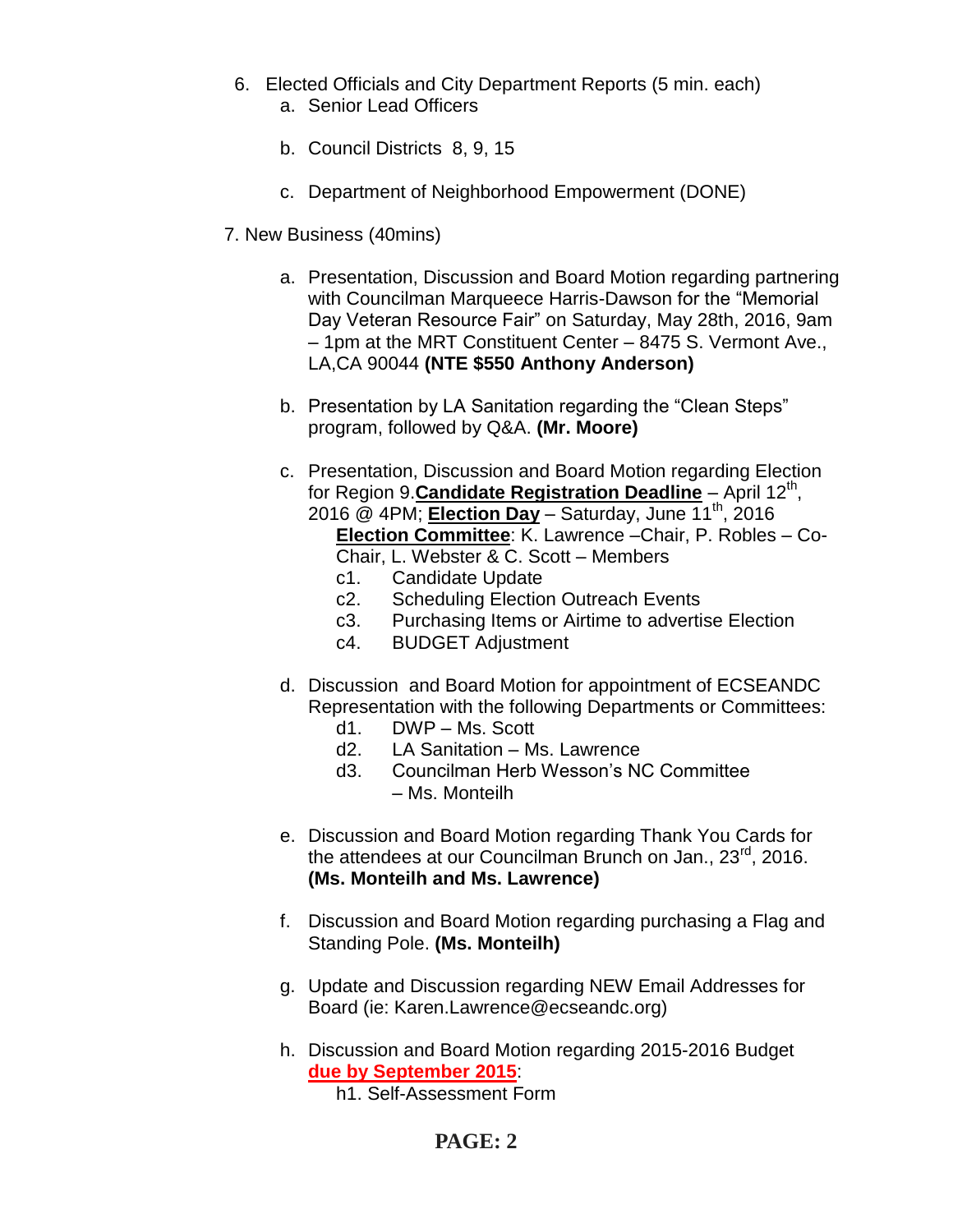6. Elected Officials and City Department Reports (5 min. each)
   a. Senior Lead Officers

   b. Council Districts 8, 9, 15

   c. Department of Neighborhood Empowerment (DONE)

7. New Business (40mins)

   a. Presentation, Discussion and Board Motion regarding partnering with Councilman Marqueece Harris-Dawson for the "Memorial Day Veteran Resource Fair" on Saturday, May 28th, 2016, 9am – 1pm at the MRT Constituent Center – 8475 S. Vermont Ave., LA,CA 90044 **(NTE $550 Anthony Anderson)**

   b. Presentation by LA Sanitation regarding the "Clean Steps" program, followed by Q&A. **(Mr. Moore)**

   c. Presentation, Discussion and Board Motion regarding Election for Region 9.**Candidate Registration Deadline** – April 12th, 2016 @ 4PM; **Election Day** – Saturday, June 11th, 2016
      **Election Committee**: K. Lawrence –Chair, P. Robles – Co-Chair, L. Webster & C. Scott – Members
      c1. Candidate Update
      c2. Scheduling Election Outreach Events
      c3. Purchasing Items or Airtime to advertise Election
      c4. BUDGET Adjustment

   d. Discussion and Board Motion for appointment of ECSEANDC Representation with the following Departments or Committees:
      d1. DWP – Ms. Scott
      d2. LA Sanitation – Ms. Lawrence
      d3. Councilman Herb Wesson's NC Committee – Ms. Monteilh

   e. Discussion and Board Motion regarding Thank You Cards for the attendees at our Councilman Brunch on Jan., 23rd, 2016. **(Ms. Monteilh and Ms. Lawrence)**

   f. Discussion and Board Motion regarding purchasing a Flag and Standing Pole. **(Ms. Monteilh)**

   g. Update and Discussion regarding NEW Email Addresses for Board (ie: Karen.Lawrence@ecseandc.org)

   h. Discussion and Board Motion regarding 2015-2016 Budget **due by September 2015**:
      h1. Self-Assessment Form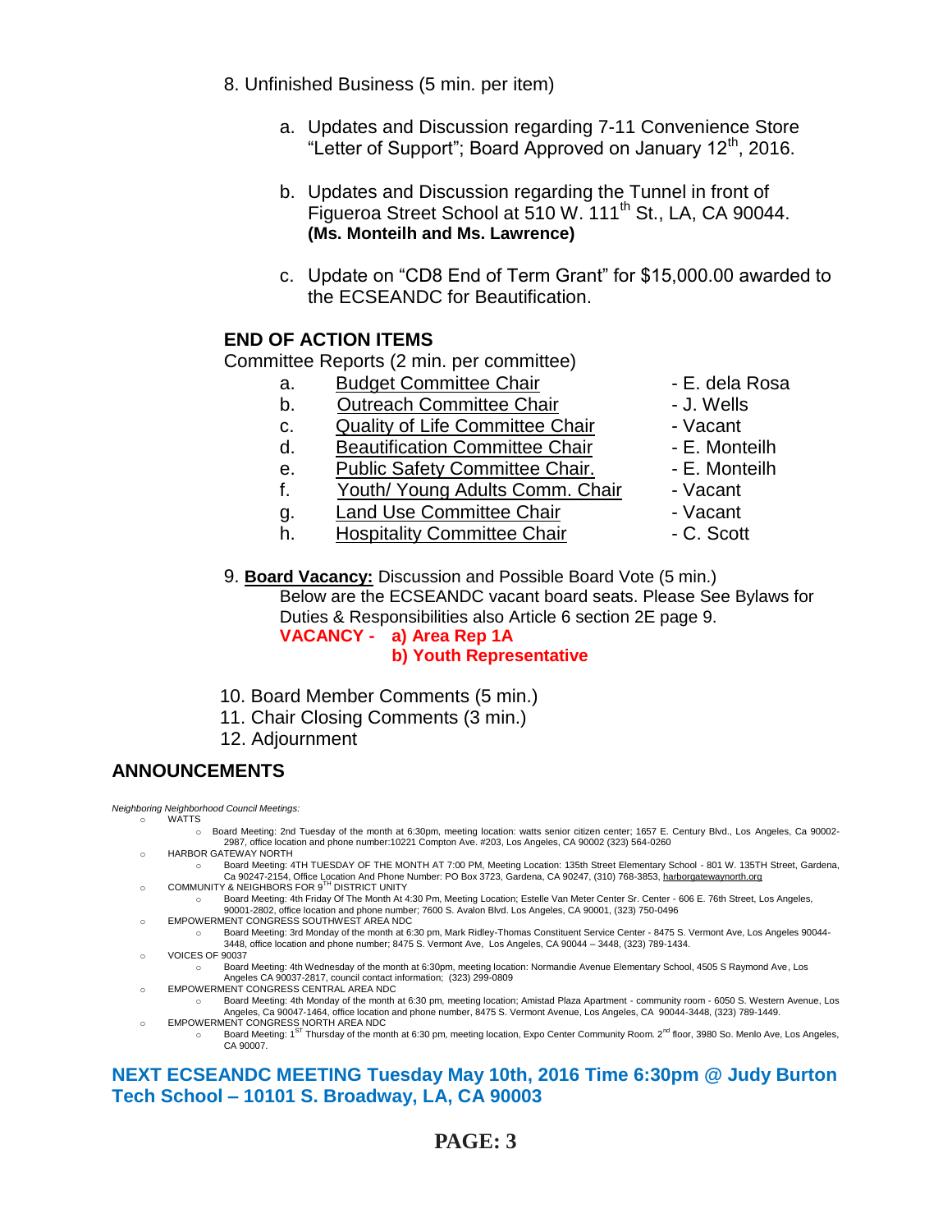8. Unfinished Business (5 min. per item)

   a. Updates and Discussion regarding 7-11 Convenience Store "Letter of Support"; Board Approved on January 12th, 2016.

   b. Updates and Discussion regarding the Tunnel in front of Figueroa Street School at 510 W. 111th St., LA, CA 90044. **(Ms. Monteilh and Ms. Lawrence)**

   c. Update on "CD8 End of Term Grant" for $15,000.00 awarded to the ECSEANDC for Beautification.

**END OF ACTION ITEMS**

Committee Reports (2 min. per committee)

| | | |
|---|---|---|
| a. | Budget Committee Chair | - E. dela Rosa |
| b. | Outreach Committee Chair | - J. Wells |
| c. | Quality of Life Committee Chair | - Vacant |
| d. | Beautification Committee Chair | - E. Monteilh |
| e. | Public Safety Committee Chair. | - E. Monteilh |
| f. | Youth/ Young Adults Comm. Chair | - Vacant |
| g. | Land Use Committee Chair | - Vacant |
| h. | Hospitality Committee Chair | - C. Scott |

9. **Board Vacancy:** Discussion and Possible Board Vote (5 min.)
   Below are the ECSEANDC vacant board seats. Please See Bylaws for Duties & Responsibilities also Article 6 section 2E page 9.
   **VACANCY - a) Area Rep 1A**
   **b) Youth Representative**

10. Board Member Comments (5 min.)
11. Chair Closing Comments (3 min.)
12. Adjournment

## ANNOUNCEMENTS

*Neighboring Neighborhood Council Meetings:*

- WATTS
  - Board Meeting: 2nd Tuesday of the month at 6:30pm, meeting location: watts senior citizen center; 1657 E. Century Blvd., Los Angeles, Ca 90002-2987, office location and phone number:10221 Compton Ave. #203, Los Angeles, CA 90002 (323) 564-0260
- HARBOR GATEWAY NORTH
  - Board Meeting: 4TH TUESDAY OF THE MONTH AT 7:00 PM, Meeting Location: 135th Street Elementary School - 801 W. 135TH Street, Gardena, Ca 90247-2154, Office Location And Phone Number: PO Box 3723, Gardena, CA 90247, (310) 768-3853, harborgatewaynorth.org
- COMMUNITY & NEIGHBORS FOR 9TH DISTRICT UNITY
  - Board Meeting: 4th Friday Of The Month At 4:30 Pm, Meeting Location; Estelle Van Meter Center Sr. Center - 606 E. 76th Street, Los Angeles, 90001-2802, office location and phone number; 7600 S. Avalon Blvd. Los Angeles, CA 90001, (323) 750-0496
- EMPOWERMENT CONGRESS SOUTHWEST AREA NDC
  - Board Meeting: 3rd Monday of the month at 6:30 pm, Mark Ridley-Thomas Constituent Service Center - 8475 S. Vermont Ave, Los Angeles 90044-3448, office location and phone number; 8475 S. Vermont Ave, Los Angeles, CA 90044 – 3448, (323) 789-1434.
- VOICES OF 90037
  - Board Meeting: 4th Wednesday of the month at 6:30pm, meeting location: Normandie Avenue Elementary School, 4505 S Raymond Ave, Los Angeles CA 90037-2817, council contact information; (323) 299-0809
- EMPOWERMENT CONGRESS CENTRAL AREA NDC
  - Board Meeting: 4th Monday of the month at 6:30 pm, meeting location; Amistad Plaza Apartment - community room - 6050 S. Western Avenue, Los Angeles, Ca 90047-1464, office location and phone number, 8475 S. Vermont Avenue, Los Angeles, CA 90044-3448, (323) 789-1449.
- EMPOWERMENT CONGRESS NORTH AREA NDC
  - Board Meeting: 1ST Thursday of the month at 6:30 pm, meeting location, Expo Center Community Room. 2nd floor, 3980 So. Menlo Ave, Los Angeles, CA 90007.

**NEXT ECSEANDC MEETING Tuesday May 10th, 2016 Time 6:30pm @ Judy Burton Tech School – 10101 S. Broadway, LA, CA 90003**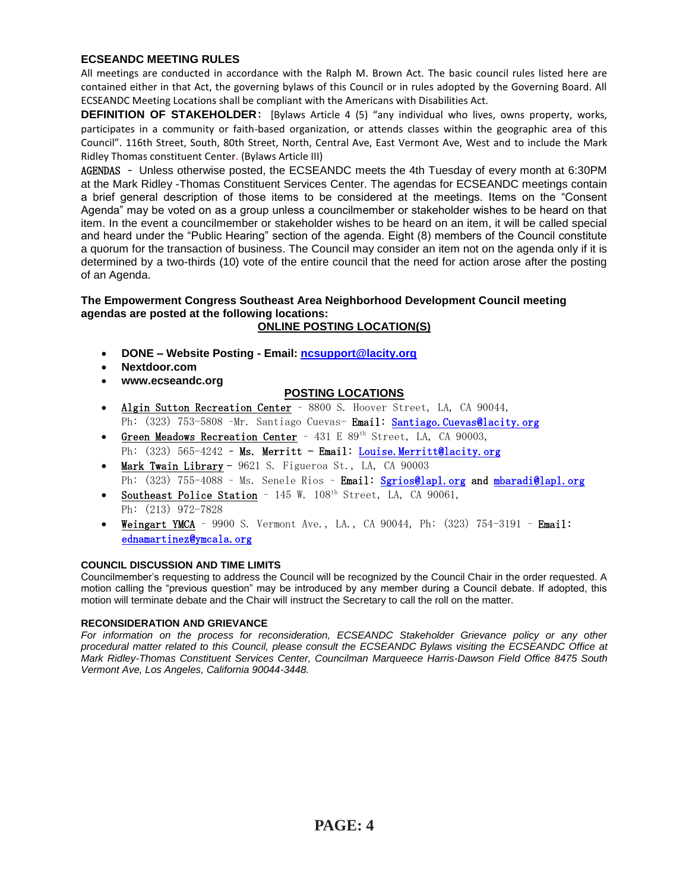### ECSEANDC MEETING RULES

All meetings are conducted in accordance with the Ralph M. Brown Act. The basic council rules listed here are contained either in that Act, the governing bylaws of this Council or in rules adopted by the Governing Board. All ECSEANDC Meeting Locations shall be compliant with the Americans with Disabilities Act.

**DEFINITION OF STAKEHOLDER:** [Bylaws Article 4 (5) "any individual who lives, owns property, works, participates in a community or faith-based organization, or attends classes within the geographic area of this Council". 116th Street, South, 80th Street, North, Central Ave, East Vermont Ave, West and to include the Mark Ridley Thomas constituent Center. (Bylaws Article III)

AGENDAS - Unless otherwise posted, the ECSEANDC meets the 4th Tuesday of every month at 6:30PM at the Mark Ridley -Thomas Constituent Services Center. The agendas for ECSEANDC meetings contain a brief general description of those items to be considered at the meetings. Items on the "Consent Agenda" may be voted on as a group unless a councilmember or stakeholder wishes to be heard on that item. In the event a councilmember or stakeholder wishes to be heard on an item, it will be called special and heard under the "Public Hearing" section of the agenda. Eight (8) members of the Council constitute a quorum for the transaction of business. The Council may consider an item not on the agenda only if it is determined by a two-thirds (10) vote of the entire council that the need for action arose after the posting of an Agenda.

**The Empowerment Congress Southeast Area Neighborhood Development Council meeting agendas are posted at the following locations:**

**ONLINE POSTING LOCATION(S)**

- **DONE – Website Posting - Email: ncsupport@lacity.org**
- **Nextdoor.com**
- **www.ecseandc.org**

**POSTING LOCATIONS**

- Algin Sutton Recreation Center - 8800 S. Hoover Street, LA, CA 90044, Ph: (323) 753-5808 -Mr. Santiago Cuevas- **Email:** Santiago.Cuevas@lacity.org
- Green Meadows Recreation Center - 431 E 89th Street, LA, CA 90003, Ph: (323) 565-4242 - **Ms. Merritt - Email:** Louise.Merritt@lacity.org
- Mark Twain Library - 9621 S. Figueroa St., LA, CA 90003 Ph: (323) 755-4088 - Ms. Senele Rios - **Email:** Sgrios@lapl.org **and** mbaradi@lapl.org
- Southeast Police Station - 145 W. 108th Street, LA, CA 90061, Ph: (213) 972-7828
- Weingart YMCA - 9900 S. Vermont Ave., LA., CA 90044, Ph: (323) 754-3191 - **Email:** ednamartinez@ymcala.org

#### COUNCIL DISCUSSION AND TIME LIMITS

Councilmember's requesting to address the Council will be recognized by the Council Chair in the order requested. A motion calling the "previous question" may be introduced by any member during a Council debate. If adopted, this motion will terminate debate and the Chair will instruct the Secretary to call the roll on the matter.

#### RECONSIDERATION AND GRIEVANCE

*For information on the process for reconsideration, ECSEANDC Stakeholder Grievance policy or any other procedural matter related to this Council, please consult the ECSEANDC Bylaws visiting the ECSEANDC Office at Mark Ridley-Thomas Constituent Services Center, Councilman Marqueece Harris-Dawson Field Office 8475 South Vermont Ave, Los Angeles, California 90044-3448.*